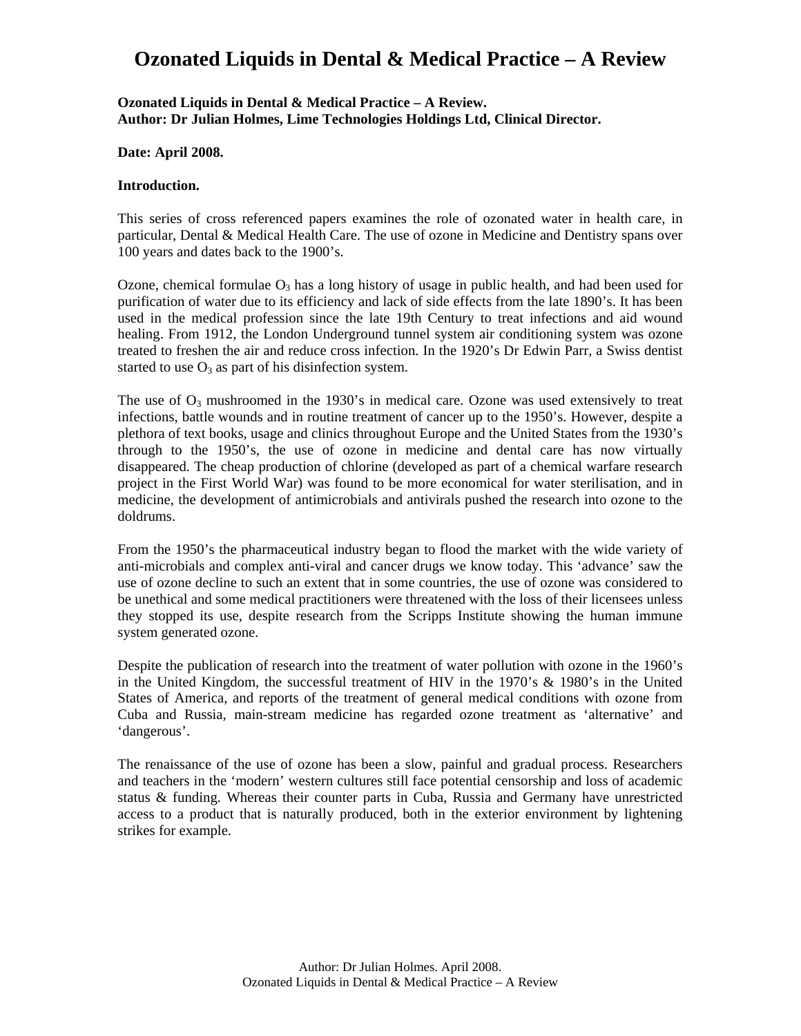# Ozonated Liquids in Dental & Medical Practice – A Review

**Ozonated Liquids in Dental & Medical Practice – A Review.**
**Author: Dr Julian Holmes, Lime Technologies Holdings Ltd, Clinical Director.**

**Date: April 2008.**

**Introduction.**

This series of cross referenced papers examines the role of ozonated water in health care, in particular, Dental & Medical Health Care. The use of ozone in Medicine and Dentistry spans over 100 years and dates back to the 1900's.

Ozone, chemical formulae $O_3$ has a long history of usage in public health, and had been used for purification of water due to its efficiency and lack of side effects from the late 1890's. It has been used in the medical profession since the late 19th Century to treat infections and aid wound healing. From 1912, the London Underground tunnel system air conditioning system was ozone treated to freshen the air and reduce cross infection. In the 1920's Dr Edwin Parr, a Swiss dentist started to use $O_3$ as part of his disinfection system.

The use of $O_3$ mushroomed in the 1930's in medical care. Ozone was used extensively to treat infections, battle wounds and in routine treatment of cancer up to the 1950's. However, despite a plethora of text books, usage and clinics throughout Europe and the United States from the 1930's through to the 1950's, the use of ozone in medicine and dental care has now virtually disappeared. The cheap production of chlorine (developed as part of a chemical warfare research project in the First World War) was found to be more economical for water sterilisation, and in medicine, the development of antimicrobials and antivirals pushed the research into ozone to the doldrums.

From the 1950's the pharmaceutical industry began to flood the market with the wide variety of anti-microbials and complex anti-viral and cancer drugs we know today. This 'advance' saw the use of ozone decline to such an extent that in some countries, the use of ozone was considered to be unethical and some medical practitioners were threatened with the loss of their licensees unless they stopped its use, despite research from the Scripps Institute showing the human immune system generated ozone.

Despite the publication of research into the treatment of water pollution with ozone in the 1960's in the United Kingdom, the successful treatment of HIV in the 1970's & 1980's in the United States of America, and reports of the treatment of general medical conditions with ozone from Cuba and Russia, main-stream medicine has regarded ozone treatment as 'alternative' and 'dangerous'.

The renaissance of the use of ozone has been a slow, painful and gradual process. Researchers and teachers in the 'modern' western cultures still face potential censorship and loss of academic status & funding. Whereas their counter parts in Cuba, Russia and Germany have unrestricted access to a product that is naturally produced, both in the exterior environment by lightening strikes for example.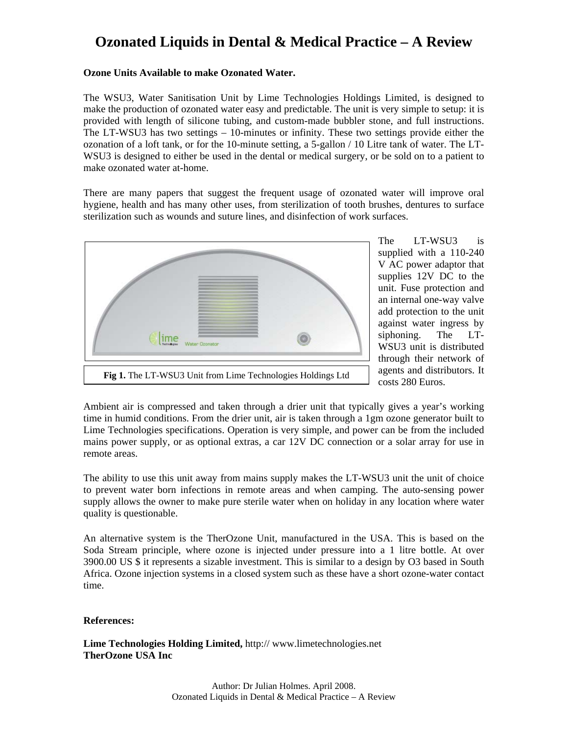# Ozonated Liquids in Dental & Medical Practice – A Review

**Ozone Units Available to make Ozonated Water.**

The WSU3, Water Sanitisation Unit by Lime Technologies Holdings Limited, is designed to make the production of ozonated water easy and predictable. The unit is very simple to setup: it is provided with length of silicone tubing, and custom-made bubbler stone, and full instructions. The LT-WSU3 has two settings – 10-minutes or infinity. These two settings provide either the ozonation of a loft tank, or for the 10-minute setting, a 5-gallon / 10 Litre tank of water. The LT-WSU3 is designed to either be used in the dental or medical surgery, or be sold on to a patient to make ozonated water at-home.

There are many papers that suggest the frequent usage of ozonated water will improve oral hygiene, health and has many other uses, from sterilization of tooth brushes, dentures to surface sterilization such as wounds and suture lines, and disinfection of work surfaces.

**Fig 1.** The LT-WSU3 Unit from Lime Technologies Holdings Ltd

The LT-WSU3 is supplied with a 110-240 V AC power adaptor that supplies 12V DC to the unit. Fuse protection and an internal one-way valve add protection to the unit against water ingress by siphoning. The LT-WSU3 unit is distributed through their network of agents and distributors. It costs 280 Euros.

Ambient air is compressed and taken through a drier unit that typically gives a year's working time in humid conditions. From the drier unit, air is taken through a 1gm ozone generator built to Lime Technologies specifications. Operation is very simple, and power can be from the included mains power supply, or as optional extras, a car 12V DC connection or a solar array for use in remote areas.

The ability to use this unit away from mains supply makes the LT-WSU3 unit the unit of choice to prevent water born infections in remote areas and when camping. The auto-sensing power supply allows the owner to make pure sterile water when on holiday in any location where water quality is questionable.

An alternative system is the TherOzone Unit, manufactured in the USA. This is based on the Soda Stream principle, where ozone is injected under pressure into a 1 litre bottle. At over 3900.00 US $ it represents a sizable investment. This is similar to a design by O3 based in South Africa. Ozone injection systems in a closed system such as these have a short ozone-water contact time.

**References:**

**Lime Technologies Holding Limited,** http:// www.limetechnologies.net
**TherOzone USA Inc**

Author: Dr Julian Holmes. April 2008.